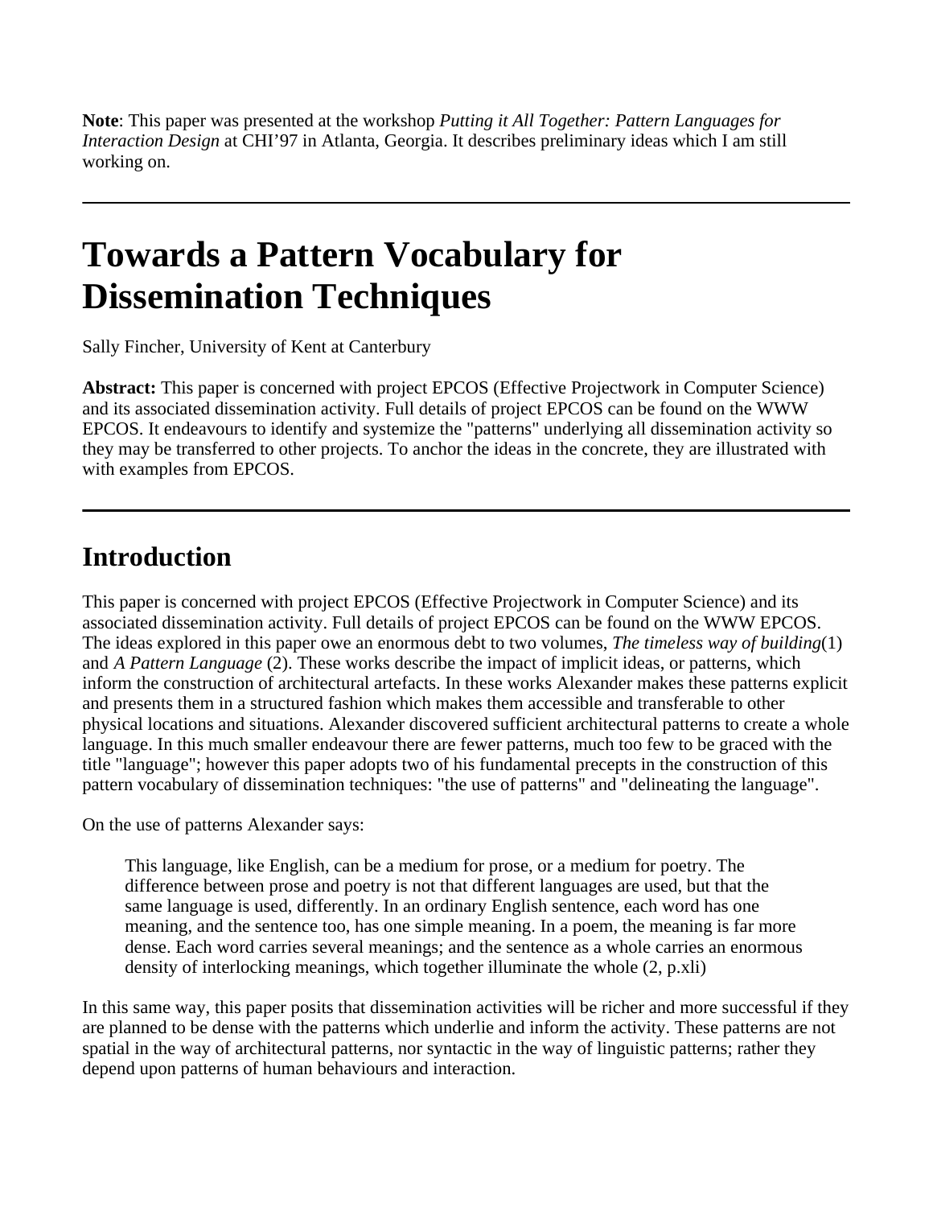**Note**: This paper was presented at the workshop *Putting it All Together: Pattern Languages for Interaction Design* at CHI'97 in Atlanta, Georgia. It describes preliminary ideas which I am still working on.

---

# Towards a Pattern Vocabulary for Dissemination Techniques

Sally Fincher, University of Kent at Canterbury

**Abstract:** This paper is concerned with project EPCOS (Effective Projectwork in Computer Science) and its associated dissemination activity. Full details of project EPCOS can be found on the WWW EPCOS. It endeavours to identify and systemize the "patterns" underlying all dissemination activity so they may be transferred to other projects. To anchor the ideas in the concrete, they are illustrated with with examples from EPCOS.

---

## Introduction

This paper is concerned with project EPCOS (Effective Projectwork in Computer Science) and its associated dissemination activity. Full details of project EPCOS can be found on the WWW EPCOS. The ideas explored in this paper owe an enormous debt to two volumes, *The timeless way of building*(1) and *A Pattern Language* (2). These works describe the impact of implicit ideas, or patterns, which inform the construction of architectural artefacts. In these works Alexander makes these patterns explicit and presents them in a structured fashion which makes them accessible and transferable to other physical locations and situations. Alexander discovered sufficient architectural patterns to create a whole language. In this much smaller endeavour there are fewer patterns, much too few to be graced with the title "language"; however this paper adopts two of his fundamental precepts in the construction of this pattern vocabulary of dissemination techniques: "the use of patterns" and "delineating the language".

On the use of patterns Alexander says:

> This language, like English, can be a medium for prose, or a medium for poetry. The difference between prose and poetry is not that different languages are used, but that the same language is used, differently. In an ordinary English sentence, each word has one meaning, and the sentence too, has one simple meaning. In a poem, the meaning is far more dense. Each word carries several meanings; and the sentence as a whole carries an enormous density of interlocking meanings, which together illuminate the whole (2, p.xli)

In this same way, this paper posits that dissemination activities will be richer and more successful if they are planned to be dense with the patterns which underlie and inform the activity. These patterns are not spatial in the way of architectural patterns, nor syntactic in the way of linguistic patterns; rather they depend upon patterns of human behaviours and interaction.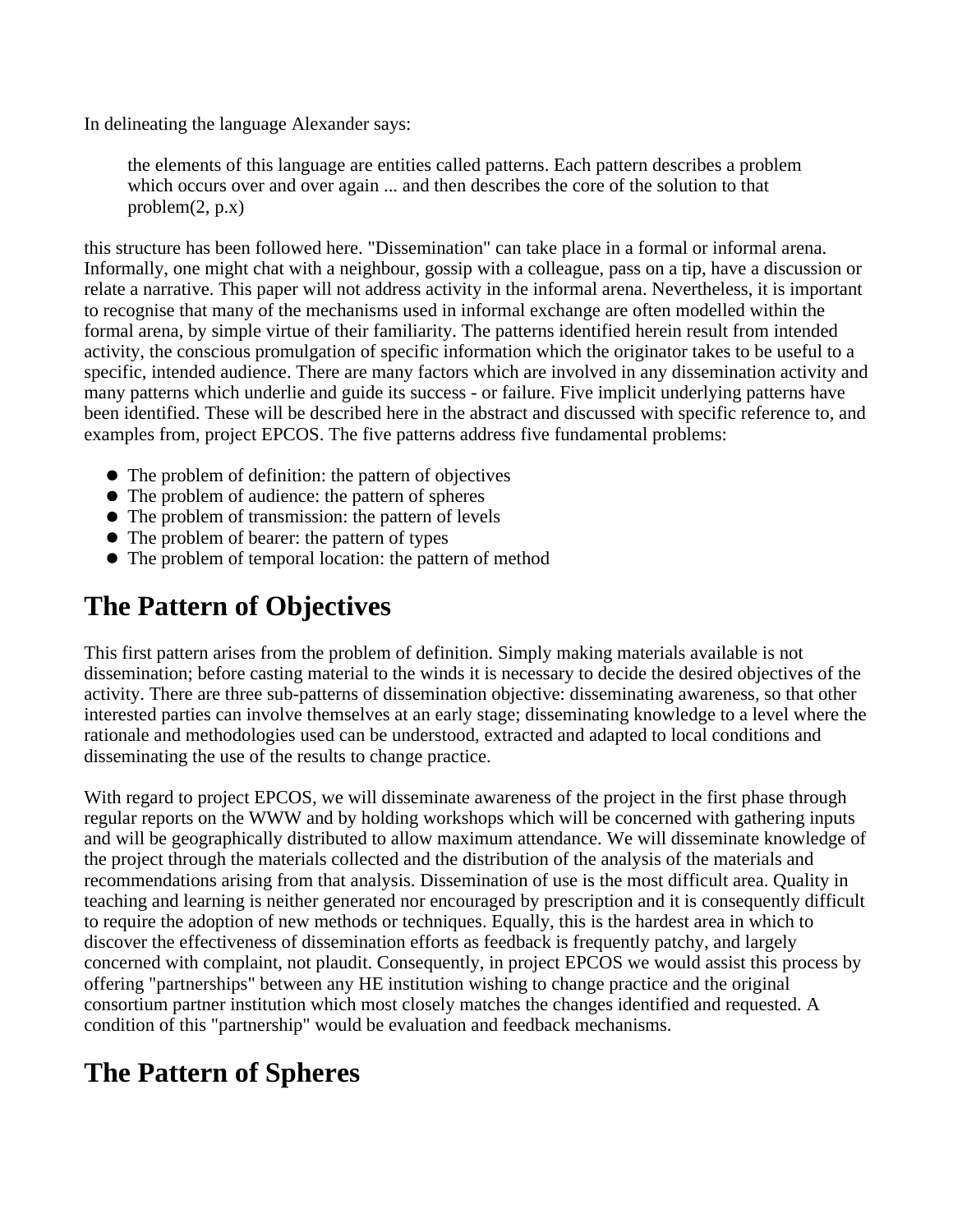In delineating the language Alexander says:

> the elements of this language are entities called patterns. Each pattern describes a problem which occurs over and over again ... and then describes the core of the solution to that problem(2, p.x)

this structure has been followed here. "Dissemination" can take place in a formal or informal arena. Informally, one might chat with a neighbour, gossip with a colleague, pass on a tip, have a discussion or relate a narrative. This paper will not address activity in the informal arena. Nevertheless, it is important to recognise that many of the mechanisms used in informal exchange are often modelled within the formal arena, by simple virtue of their familiarity. The patterns identified herein result from intended activity, the conscious promulgation of specific information which the originator takes to be useful to a specific, intended audience. There are many factors which are involved in any dissemination activity and many patterns which underlie and guide its success - or failure. Five implicit underlying patterns have been identified. These will be described here in the abstract and discussed with specific reference to, and examples from, project EPCOS. The five patterns address five fundamental problems:

- The problem of definition: the pattern of objectives
- The problem of audience: the pattern of spheres
- The problem of transmission: the pattern of levels
- The problem of bearer: the pattern of types
- The problem of temporal location: the pattern of method

## The Pattern of Objectives

This first pattern arises from the problem of definition. Simply making materials available is not dissemination; before casting material to the winds it is necessary to decide the desired objectives of the activity. There are three sub-patterns of dissemination objective: disseminating awareness, so that other interested parties can involve themselves at an early stage; disseminating knowledge to a level where the rationale and methodologies used can be understood, extracted and adapted to local conditions and disseminating the use of the results to change practice.

With regard to project EPCOS, we will disseminate awareness of the project in the first phase through regular reports on the WWW and by holding workshops which will be concerned with gathering inputs and will be geographically distributed to allow maximum attendance. We will disseminate knowledge of the project through the materials collected and the distribution of the analysis of the materials and recommendations arising from that analysis. Dissemination of use is the most difficult area. Quality in teaching and learning is neither generated nor encouraged by prescription and it is consequently difficult to require the adoption of new methods or techniques. Equally, this is the hardest area in which to discover the effectiveness of dissemination efforts as feedback is frequently patchy, and largely concerned with complaint, not plaudit. Consequently, in project EPCOS we would assist this process by offering "partnerships" between any HE institution wishing to change practice and the original consortium partner institution which most closely matches the changes identified and requested. A condition of this "partnership" would be evaluation and feedback mechanisms.

## The Pattern of Spheres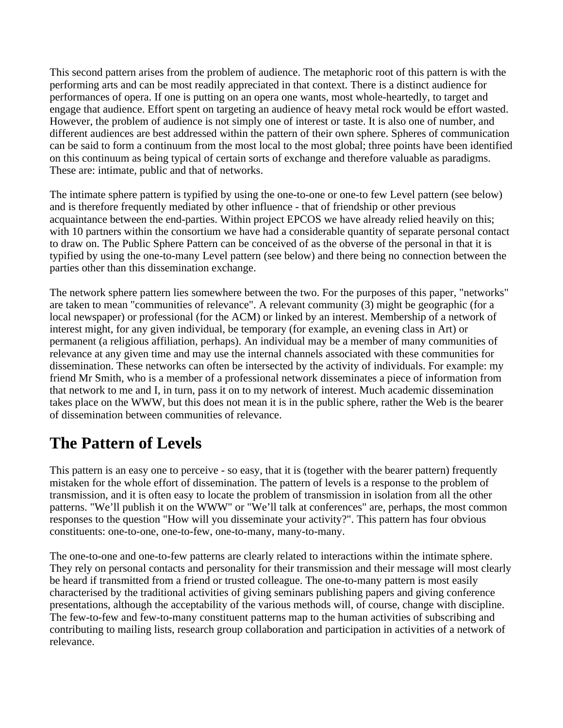This second pattern arises from the problem of audience. The metaphoric root of this pattern is with the performing arts and can be most readily appreciated in that context. There is a distinct audience for performances of opera. If one is putting on an opera one wants, most whole-heartedly, to target and engage that audience. Effort spent on targeting an audience of heavy metal rock would be effort wasted. However, the problem of audience is not simply one of interest or taste. It is also one of number, and different audiences are best addressed within the pattern of their own sphere. Spheres of communication can be said to form a continuum from the most local to the most global; three points have been identified on this continuum as being typical of certain sorts of exchange and therefore valuable as paradigms. These are: intimate, public and that of networks.

The intimate sphere pattern is typified by using the one-to-one or one-to few Level pattern (see below) and is therefore frequently mediated by other influence - that of friendship or other previous acquaintance between the end-parties. Within project EPCOS we have already relied heavily on this; with 10 partners within the consortium we have had a considerable quantity of separate personal contact to draw on. The Public Sphere Pattern can be conceived of as the obverse of the personal in that it is typified by using the one-to-many Level pattern (see below) and there being no connection between the parties other than this dissemination exchange.

The network sphere pattern lies somewhere between the two. For the purposes of this paper, "networks" are taken to mean "communities of relevance". A relevant community (3) might be geographic (for a local newspaper) or professional (for the ACM) or linked by an interest. Membership of a network of interest might, for any given individual, be temporary (for example, an evening class in Art) or permanent (a religious affiliation, perhaps). An individual may be a member of many communities of relevance at any given time and may use the internal channels associated with these communities for dissemination. These networks can often be intersected by the activity of individuals. For example: my friend Mr Smith, who is a member of a professional network disseminates a piece of information from that network to me and I, in turn, pass it on to my network of interest. Much academic dissemination takes place on the WWW, but this does not mean it is in the public sphere, rather the Web is the bearer of dissemination between communities of relevance.

## The Pattern of Levels

This pattern is an easy one to perceive - so easy, that it is (together with the bearer pattern) frequently mistaken for the whole effort of dissemination. The pattern of levels is a response to the problem of transmission, and it is often easy to locate the problem of transmission in isolation from all the other patterns. "We'll publish it on the WWW" or "We'll talk at conferences" are, perhaps, the most common responses to the question "How will you disseminate your activity?". This pattern has four obvious constituents: one-to-one, one-to-few, one-to-many, many-to-many.

The one-to-one and one-to-few patterns are clearly related to interactions within the intimate sphere. They rely on personal contacts and personality for their transmission and their message will most clearly be heard if transmitted from a friend or trusted colleague. The one-to-many pattern is most easily characterised by the traditional activities of giving seminars publishing papers and giving conference presentations, although the acceptability of the various methods will, of course, change with discipline. The few-to-few and few-to-many constituent patterns map to the human activities of subscribing and contributing to mailing lists, research group collaboration and participation in activities of a network of relevance.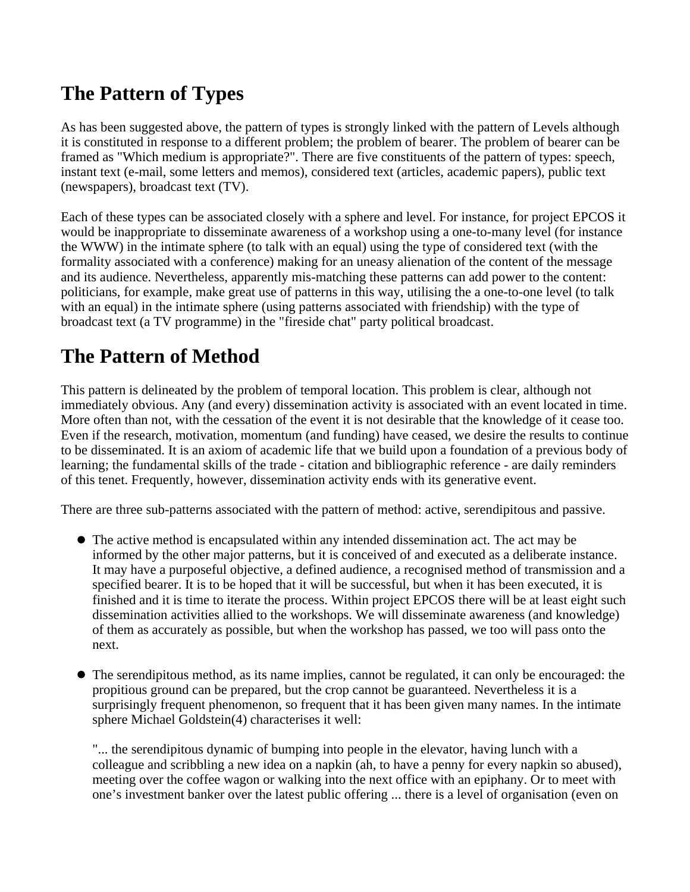## The Pattern of Types

As has been suggested above, the pattern of types is strongly linked with the pattern of Levels although it is constituted in response to a different problem; the problem of bearer. The problem of bearer can be framed as "Which medium is appropriate?". There are five constituents of the pattern of types: speech, instant text (e-mail, some letters and memos), considered text (articles, academic papers), public text (newspapers), broadcast text (TV).

Each of these types can be associated closely with a sphere and level. For instance, for project EPCOS it would be inappropriate to disseminate awareness of a workshop using a one-to-many level (for instance the WWW) in the intimate sphere (to talk with an equal) using the type of considered text (with the formality associated with a conference) making for an uneasy alienation of the content of the message and its audience. Nevertheless, apparently mis-matching these patterns can add power to the content: politicians, for example, make great use of patterns in this way, utilising the a one-to-one level (to talk with an equal) in the intimate sphere (using patterns associated with friendship) with the type of broadcast text (a TV programme) in the "fireside chat" party political broadcast.

## The Pattern of Method

This pattern is delineated by the problem of temporal location. This problem is clear, although not immediately obvious. Any (and every) dissemination activity is associated with an event located in time. More often than not, with the cessation of the event it is not desirable that the knowledge of it cease too. Even if the research, motivation, momentum (and funding) have ceased, we desire the results to continue to be disseminated. It is an axiom of academic life that we build upon a foundation of a previous body of learning; the fundamental skills of the trade - citation and bibliographic reference - are daily reminders of this tenet. Frequently, however, dissemination activity ends with its generative event.

There are three sub-patterns associated with the pattern of method: active, serendipitous and passive.

- The active method is encapsulated within any intended dissemination act. The act may be informed by the other major patterns, but it is conceived of and executed as a deliberate instance. It may have a purposeful objective, a defined audience, a recognised method of transmission and a specified bearer. It is to be hoped that it will be successful, but when it has been executed, it is finished and it is time to iterate the process. Within project EPCOS there will be at least eight such dissemination activities allied to the workshops. We will disseminate awareness (and knowledge) of them as accurately as possible, but when the workshop has passed, we too will pass onto the next.

- The serendipitous method, as its name implies, cannot be regulated, it can only be encouraged: the propitious ground can be prepared, but the crop cannot be guaranteed. Nevertheless it is a surprisingly frequent phenomenon, so frequent that it has been given many names. In the intimate sphere Michael Goldstein(4) characterises it well:

  "... the serendipitous dynamic of bumping into people in the elevator, having lunch with a colleague and scribbling a new idea on a napkin (ah, to have a penny for every napkin so abused), meeting over the coffee wagon or walking into the next office with an epiphany. Or to meet with one's investment banker over the latest public offering ... there is a level of organisation (even on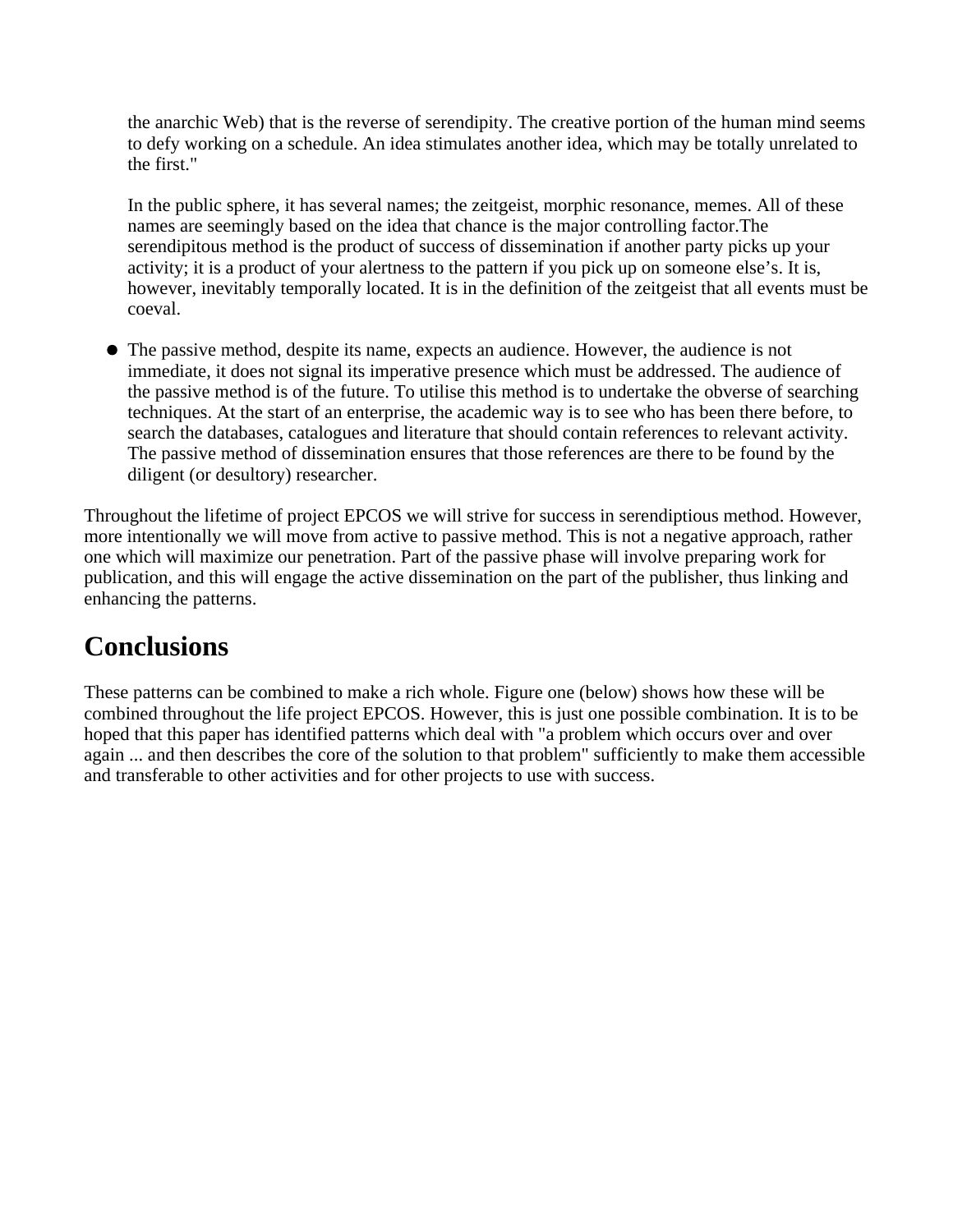the anarchic Web) that is the reverse of serendipity. The creative portion of the human mind seems to defy working on a schedule. An idea stimulates another idea, which may be totally unrelated to the first."

In the public sphere, it has several names; the zeitgeist, morphic resonance, memes. All of these names are seemingly based on the idea that chance is the major controlling factor.The serendipitous method is the product of success of dissemination if another party picks up your activity; it is a product of your alertness to the pattern if you pick up on someone else's. It is, however, inevitably temporally located. It is in the definition of the zeitgeist that all events must be coeval.

- The passive method, despite its name, expects an audience. However, the audience is not immediate, it does not signal its imperative presence which must be addressed. The audience of the passive method is of the future. To utilise this method is to undertake the obverse of searching techniques. At the start of an enterprise, the academic way is to see who has been there before, to search the databases, catalogues and literature that should contain references to relevant activity. The passive method of dissemination ensures that those references are there to be found by the diligent (or desultory) researcher.

Throughout the lifetime of project EPCOS we will strive for success in serendiptious method. However, more intentionally we will move from active to passive method. This is not a negative approach, rather one which will maximize our penetration. Part of the passive phase will involve preparing work for publication, and this will engage the active dissemination on the part of the publisher, thus linking and enhancing the patterns.

## Conclusions

These patterns can be combined to make a rich whole. Figure one (below) shows how these will be combined throughout the life project EPCOS. However, this is just one possible combination. It is to be hoped that this paper has identified patterns which deal with "a problem which occurs over and over again ... and then describes the core of the solution to that problem" sufficiently to make them accessible and transferable to other activities and for other projects to use with success.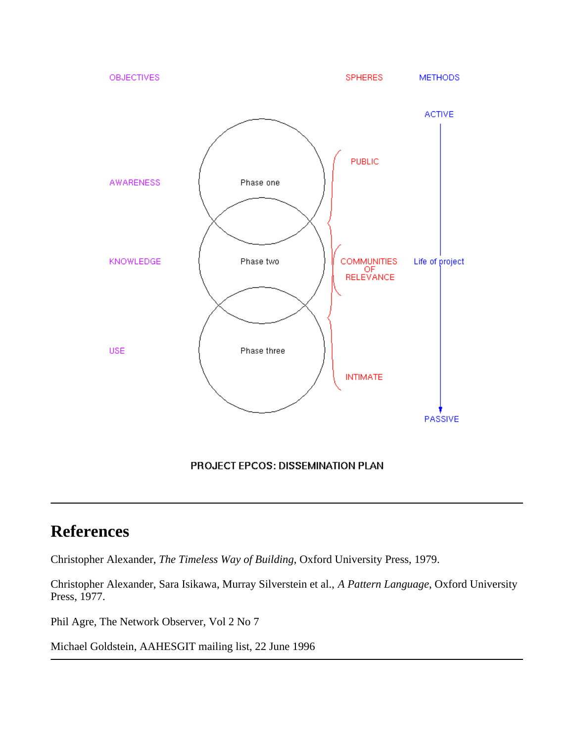OBJECTIVES | SPHERES | METHODS

AWARENESS — Phase one — PUBLIC — ACTIVE

KNOWLEDGE — Phase two — COMMUNITIES OF RELEVANCE — Life of project

USE — Phase three — INTIMATE — PASSIVE

**PROJECT EPCOS: DISSEMINATION PLAN**

---

## References

Christopher Alexander, *The Timeless Way of Building*, Oxford University Press, 1979.

Christopher Alexander, Sara Isikawa, Murray Silverstein et al., *A Pattern Language*, Oxford University Press, 1977.

Phil Agre, The Network Observer, Vol 2 No 7

Michael Goldstein, AAHESGIT mailing list, 22 June 1996

---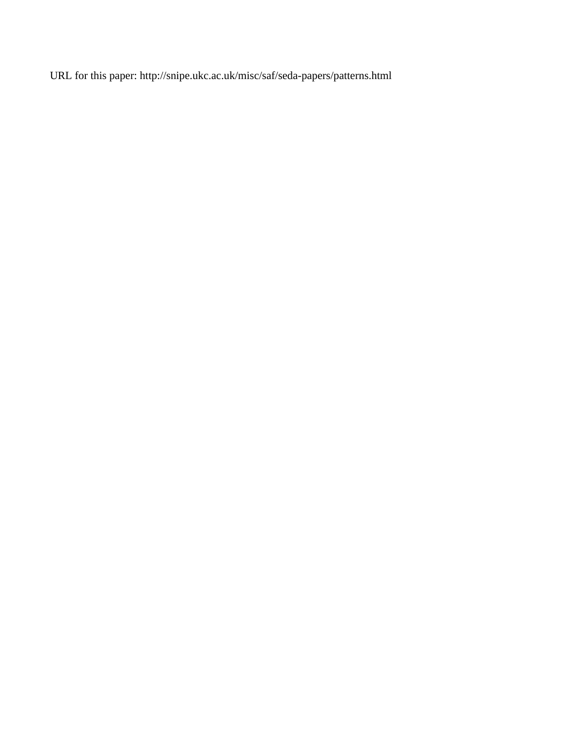URL for this paper: http://snipe.ukc.ac.uk/misc/saf/seda-papers/patterns.html